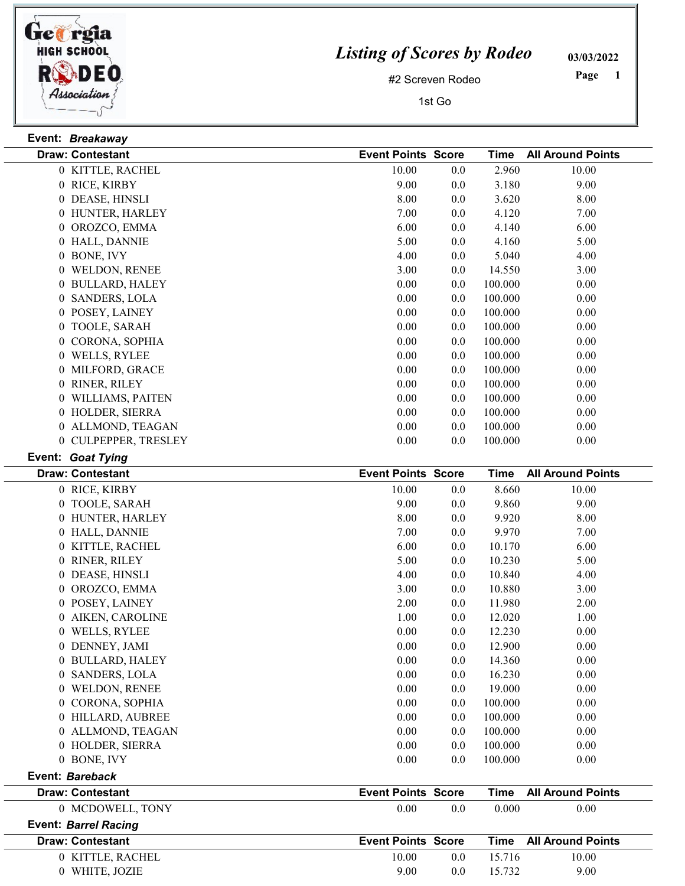# Listing of Scores by Rodeo

#2 Screven Rodeo

1st Go

03/03/2022

## Event: *Breakaway*

| Draw: Contestant | Event Points | Score | Time | All Around Points |
|---|---|---|---|---|
| 0 KITTLE, RACHEL | 10.00 | 0.0 | 2.960 | 10.00 |
| 0 RICE, KIRBY | 9.00 | 0.0 | 3.180 | 9.00 |
| 0 DEASE, HINSLI | 8.00 | 0.0 | 3.620 | 8.00 |
| 0 HUNTER, HARLEY | 7.00 | 0.0 | 4.120 | 7.00 |
| 0 OROZCO, EMMA | 6.00 | 0.0 | 4.140 | 6.00 |
| 0 HALL, DANNIE | 5.00 | 0.0 | 4.160 | 5.00 |
| 0 BONE, IVY | 4.00 | 0.0 | 5.040 | 4.00 |
| 0 WELDON, RENEE | 3.00 | 0.0 | 14.550 | 3.00 |
| 0 BULLARD, HALEY | 0.00 | 0.0 | 100.000 | 0.00 |
| 0 SANDERS, LOLA | 0.00 | 0.0 | 100.000 | 0.00 |
| 0 POSEY, LAINEY | 0.00 | 0.0 | 100.000 | 0.00 |
| 0 TOOLE, SARAH | 0.00 | 0.0 | 100.000 | 0.00 |
| 0 CORONA, SOPHIA | 0.00 | 0.0 | 100.000 | 0.00 |
| 0 WELLS, RYLEE | 0.00 | 0.0 | 100.000 | 0.00 |
| 0 MILFORD, GRACE | 0.00 | 0.0 | 100.000 | 0.00 |
| 0 RINER, RILEY | 0.00 | 0.0 | 100.000 | 0.00 |
| 0 WILLIAMS, PAITEN | 0.00 | 0.0 | 100.000 | 0.00 |
| 0 HOLDER, SIERRA | 0.00 | 0.0 | 100.000 | 0.00 |
| 0 ALLMOND, TEAGAN | 0.00 | 0.0 | 100.000 | 0.00 |
| 0 CULPEPPER, TRESLEY | 0.00 | 0.0 | 100.000 | 0.00 |

## Event: *Goat Tying*

| Draw: Contestant | Event Points | Score | Time | All Around Points |
|---|---|---|---|---|
| 0 RICE, KIRBY | 10.00 | 0.0 | 8.660 | 10.00 |
| 0 TOOLE, SARAH | 9.00 | 0.0 | 9.860 | 9.00 |
| 0 HUNTER, HARLEY | 8.00 | 0.0 | 9.920 | 8.00 |
| 0 HALL, DANNIE | 7.00 | 0.0 | 9.970 | 7.00 |
| 0 KITTLE, RACHEL | 6.00 | 0.0 | 10.170 | 6.00 |
| 0 RINER, RILEY | 5.00 | 0.0 | 10.230 | 5.00 |
| 0 DEASE, HINSLI | 4.00 | 0.0 | 10.840 | 4.00 |
| 0 OROZCO, EMMA | 3.00 | 0.0 | 10.880 | 3.00 |
| 0 POSEY, LAINEY | 2.00 | 0.0 | 11.980 | 2.00 |
| 0 AIKEN, CAROLINE | 1.00 | 0.0 | 12.020 | 1.00 |
| 0 WELLS, RYLEE | 0.00 | 0.0 | 12.230 | 0.00 |
| 0 DENNEY, JAMI | 0.00 | 0.0 | 12.900 | 0.00 |
| 0 BULLARD, HALEY | 0.00 | 0.0 | 14.360 | 0.00 |
| 0 SANDERS, LOLA | 0.00 | 0.0 | 16.230 | 0.00 |
| 0 WELDON, RENEE | 0.00 | 0.0 | 19.000 | 0.00 |
| 0 CORONA, SOPHIA | 0.00 | 0.0 | 100.000 | 0.00 |
| 0 HILLARD, AUBREE | 0.00 | 0.0 | 100.000 | 0.00 |
| 0 ALLMOND, TEAGAN | 0.00 | 0.0 | 100.000 | 0.00 |
| 0 HOLDER, SIERRA | 0.00 | 0.0 | 100.000 | 0.00 |
| 0 BONE, IVY | 0.00 | 0.0 | 100.000 | 0.00 |

## Event: *Bareback*

| Draw: Contestant | Event Points | Score | Time | All Around Points |
|---|---|---|---|---|
| 0 MCDOWELL, TONY | 0.00 | 0.0 | 0.000 | 0.00 |

## Event: *Barrel Racing*

| Draw: Contestant | Event Points | Score | Time | All Around Points |
|---|---|---|---|---|
| 0 KITTLE, RACHEL | 10.00 | 0.0 | 15.716 | 10.00 |
| 0 WHITE, JOZIE | 9.00 | 0.0 | 15.732 | 9.00 |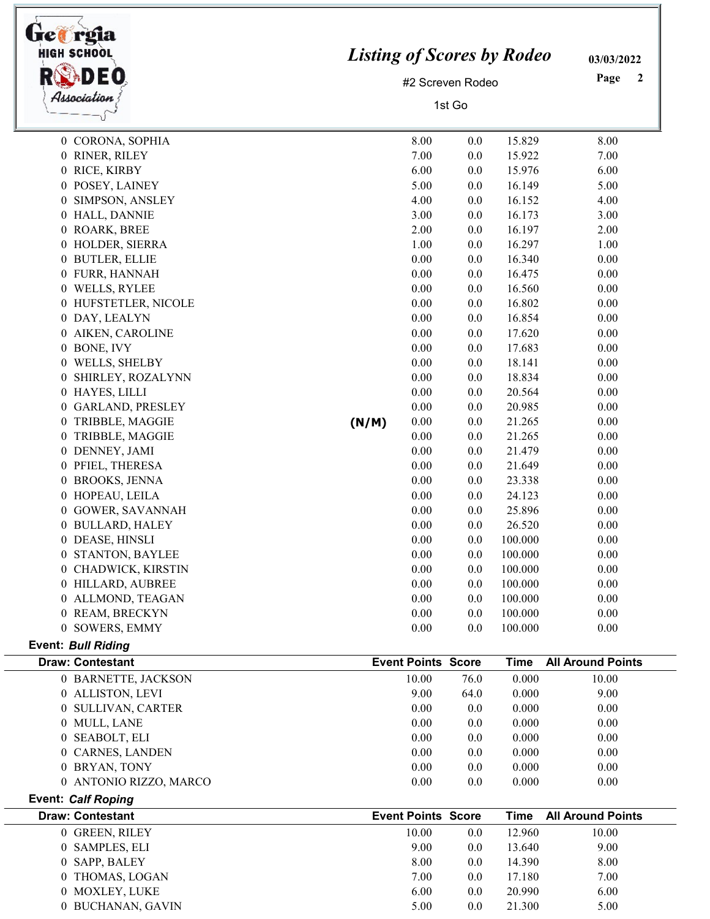| Draw: Contestant | | Event Points | Score | Time | All Around Points |
|---|---|---|---|---|---|
| 0 CORONA, SOPHIA | | 8.00 | 0.0 | 15.829 | 8.00 |
| 0 RINER, RILEY | | 7.00 | 0.0 | 15.922 | 7.00 |
| 0 RICE, KIRBY | | 6.00 | 0.0 | 15.976 | 6.00 |
| 0 POSEY, LAINEY | | 5.00 | 0.0 | 16.149 | 5.00 |
| 0 SIMPSON, ANSLEY | | 4.00 | 0.0 | 16.152 | 4.00 |
| 0 HALL, DANNIE | | 3.00 | 0.0 | 16.173 | 3.00 |
| 0 ROARK, BREE | | 2.00 | 0.0 | 16.197 | 2.00 |
| 0 HOLDER, SIERRA | | 1.00 | 0.0 | 16.297 | 1.00 |
| 0 BUTLER, ELLIE | | 0.00 | 0.0 | 16.340 | 0.00 |
| 0 FURR, HANNAH | | 0.00 | 0.0 | 16.475 | 0.00 |
| 0 WELLS, RYLEE | | 0.00 | 0.0 | 16.560 | 0.00 |
| 0 HUFSTETLER, NICOLE | | 0.00 | 0.0 | 16.802 | 0.00 |
| 0 DAY, LEALYN | | 0.00 | 0.0 | 16.854 | 0.00 |
| 0 AIKEN, CAROLINE | | 0.00 | 0.0 | 17.620 | 0.00 |
| 0 BONE, IVY | | 0.00 | 0.0 | 17.683 | 0.00 |
| 0 WELLS, SHELBY | | 0.00 | 0.0 | 18.141 | 0.00 |
| 0 SHIRLEY, ROZALYNN | | 0.00 | 0.0 | 18.834 | 0.00 |
| 0 HAYES, LILLI | | 0.00 | 0.0 | 20.564 | 0.00 |
| 0 GARLAND, PRESLEY | | 0.00 | 0.0 | 20.985 | 0.00 |
| 0 TRIBBLE, MAGGIE | (N/M) | 0.00 | 0.0 | 21.265 | 0.00 |
| 0 TRIBBLE, MAGGIE | | 0.00 | 0.0 | 21.265 | 0.00 |
| 0 DENNEY, JAMI | | 0.00 | 0.0 | 21.479 | 0.00 |
| 0 PFIEL, THERESA | | 0.00 | 0.0 | 21.649 | 0.00 |
| 0 BROOKS, JENNA | | 0.00 | 0.0 | 23.338 | 0.00 |
| 0 HOPEAU, LEILA | | 0.00 | 0.0 | 24.123 | 0.00 |
| 0 GOWER, SAVANNAH | | 0.00 | 0.0 | 25.896 | 0.00 |
| 0 BULLARD, HALEY | | 0.00 | 0.0 | 26.520 | 0.00 |
| 0 DEASE, HINSLI | | 0.00 | 0.0 | 100.000 | 0.00 |
| 0 STANTON, BAYLEE | | 0.00 | 0.0 | 100.000 | 0.00 |
| 0 CHADWICK, KIRSTIN | | 0.00 | 0.0 | 100.000 | 0.00 |
| 0 HILLARD, AUBREE | | 0.00 | 0.0 | 100.000 | 0.00 |
| 0 ALLMOND, TEAGAN | | 0.00 | 0.0 | 100.000 | 0.00 |
| 0 REAM, BRECKYN | | 0.00 | 0.0 | 100.000 | 0.00 |
| 0 SOWERS, EMMY | | 0.00 | 0.0 | 100.000 | 0.00 |

**Event:** ***Bull Riding***

| Draw: Contestant | Event Points | Score | Time | All Around Points |
|---|---|---|---|---|
| 0 BARNETTE, JACKSON | 10.00 | 76.0 | 0.000 | 10.00 |
| 0 ALLISTON, LEVI | 9.00 | 64.0 | 0.000 | 9.00 |
| 0 SULLIVAN, CARTER | 0.00 | 0.0 | 0.000 | 0.00 |
| 0 MULL, LANE | 0.00 | 0.0 | 0.000 | 0.00 |
| 0 SEABOLT, ELI | 0.00 | 0.0 | 0.000 | 0.00 |
| 0 CARNES, LANDEN | 0.00 | 0.0 | 0.000 | 0.00 |
| 0 BRYAN, TONY | 0.00 | 0.0 | 0.000 | 0.00 |
| 0 ANTONIO RIZZO, MARCO | 0.00 | 0.0 | 0.000 | 0.00 |

**Event:** ***Calf Roping***

| Draw: Contestant | Event Points | Score | Time | All Around Points |
|---|---|---|---|---|
| 0 GREEN, RILEY | 10.00 | 0.0 | 12.960 | 10.00 |
| 0 SAMPLES, ELI | 9.00 | 0.0 | 13.640 | 9.00 |
| 0 SAPP, BALEY | 8.00 | 0.0 | 14.390 | 8.00 |
| 0 THOMAS, LOGAN | 7.00 | 0.0 | 17.180 | 7.00 |
| 0 MOXLEY, LUKE | 6.00 | 0.0 | 20.990 | 6.00 |
| 0 BUCHANAN, GAVIN | 5.00 | 0.0 | 21.300 | 5.00 |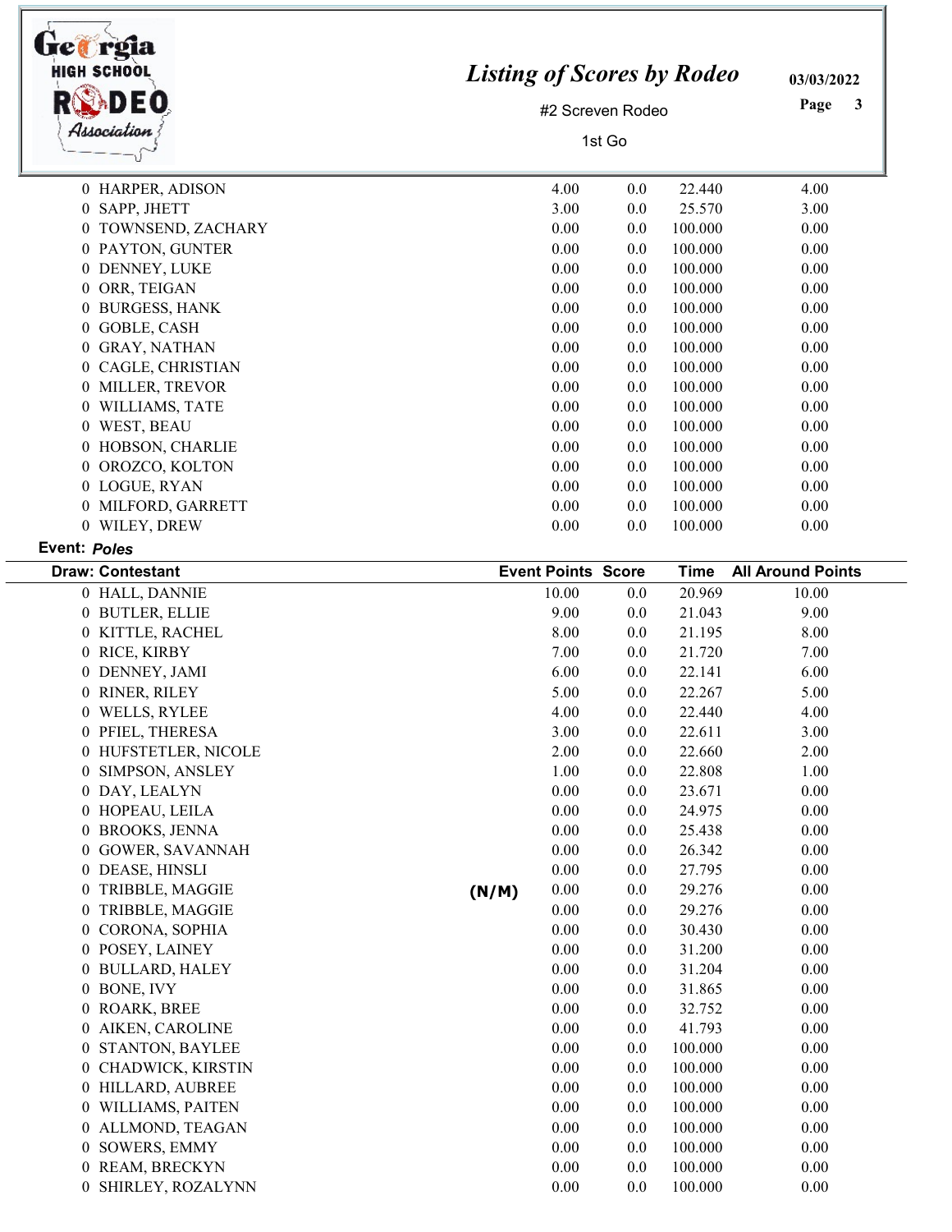| Draw: Contestant | | Event Points | Score | Time | All Around Points |
|---|---|---|---|---|---|
| 0 HARPER, ADISON | | 4.00 | 0.0 | 22.440 | 4.00 |
| 0 SAPP, JHETT | | 3.00 | 0.0 | 25.570 | 3.00 |
| 0 TOWNSEND, ZACHARY | | 0.00 | 0.0 | 100.000 | 0.00 |
| 0 PAYTON, GUNTER | | 0.00 | 0.0 | 100.000 | 0.00 |
| 0 DENNEY, LUKE | | 0.00 | 0.0 | 100.000 | 0.00 |
| 0 ORR, TEIGAN | | 0.00 | 0.0 | 100.000 | 0.00 |
| 0 BURGESS, HANK | | 0.00 | 0.0 | 100.000 | 0.00 |
| 0 GOBLE, CASH | | 0.00 | 0.0 | 100.000 | 0.00 |
| 0 GRAY, NATHAN | | 0.00 | 0.0 | 100.000 | 0.00 |
| 0 CAGLE, CHRISTIAN | | 0.00 | 0.0 | 100.000 | 0.00 |
| 0 MILLER, TREVOR | | 0.00 | 0.0 | 100.000 | 0.00 |
| 0 WILLIAMS, TATE | | 0.00 | 0.0 | 100.000 | 0.00 |
| 0 WEST, BEAU | | 0.00 | 0.0 | 100.000 | 0.00 |
| 0 HOBSON, CHARLIE | | 0.00 | 0.0 | 100.000 | 0.00 |
| 0 OROZCO, KOLTON | | 0.00 | 0.0 | 100.000 | 0.00 |
| 0 LOGUE, RYAN | | 0.00 | 0.0 | 100.000 | 0.00 |
| 0 MILFORD, GARRETT | | 0.00 | 0.0 | 100.000 | 0.00 |
| 0 WILEY, DREW | | 0.00 | 0.0 | 100.000 | 0.00 |

**Event:** ***Poles***

| Draw: Contestant | | Event Points | Score | Time | All Around Points |
|---|---|---|---|---|---|
| 0 HALL, DANNIE | | 10.00 | 0.0 | 20.969 | 10.00 |
| 0 BUTLER, ELLIE | | 9.00 | 0.0 | 21.043 | 9.00 |
| 0 KITTLE, RACHEL | | 8.00 | 0.0 | 21.195 | 8.00 |
| 0 RICE, KIRBY | | 7.00 | 0.0 | 21.720 | 7.00 |
| 0 DENNEY, JAMI | | 6.00 | 0.0 | 22.141 | 6.00 |
| 0 RINER, RILEY | | 5.00 | 0.0 | 22.267 | 5.00 |
| 0 WELLS, RYLEE | | 4.00 | 0.0 | 22.440 | 4.00 |
| 0 PFIEL, THERESA | | 3.00 | 0.0 | 22.611 | 3.00 |
| 0 HUFSTETLER, NICOLE | | 2.00 | 0.0 | 22.660 | 2.00 |
| 0 SIMPSON, ANSLEY | | 1.00 | 0.0 | 22.808 | 1.00 |
| 0 DAY, LEALYN | | 0.00 | 0.0 | 23.671 | 0.00 |
| 0 HOPEAU, LEILA | | 0.00 | 0.0 | 24.975 | 0.00 |
| 0 BROOKS, JENNA | | 0.00 | 0.0 | 25.438 | 0.00 |
| 0 GOWER, SAVANNAH | | 0.00 | 0.0 | 26.342 | 0.00 |
| 0 DEASE, HINSLI | | 0.00 | 0.0 | 27.795 | 0.00 |
| 0 TRIBBLE, MAGGIE | (N/M) | 0.00 | 0.0 | 29.276 | 0.00 |
| 0 TRIBBLE, MAGGIE | | 0.00 | 0.0 | 29.276 | 0.00 |
| 0 CORONA, SOPHIA | | 0.00 | 0.0 | 30.430 | 0.00 |
| 0 POSEY, LAINEY | | 0.00 | 0.0 | 31.200 | 0.00 |
| 0 BULLARD, HALEY | | 0.00 | 0.0 | 31.204 | 0.00 |
| 0 BONE, IVY | | 0.00 | 0.0 | 31.865 | 0.00 |
| 0 ROARK, BREE | | 0.00 | 0.0 | 32.752 | 0.00 |
| 0 AIKEN, CAROLINE | | 0.00 | 0.0 | 41.793 | 0.00 |
| 0 STANTON, BAYLEE | | 0.00 | 0.0 | 100.000 | 0.00 |
| 0 CHADWICK, KIRSTIN | | 0.00 | 0.0 | 100.000 | 0.00 |
| 0 HILLARD, AUBREE | | 0.00 | 0.0 | 100.000 | 0.00 |
| 0 WILLIAMS, PAITEN | | 0.00 | 0.0 | 100.000 | 0.00 |
| 0 ALLMOND, TEAGAN | | 0.00 | 0.0 | 100.000 | 0.00 |
| 0 SOWERS, EMMY | | 0.00 | 0.0 | 100.000 | 0.00 |
| 0 REAM, BRECKYN | | 0.00 | 0.0 | 100.000 | 0.00 |
| 0 SHIRLEY, ROZALYNN | | 0.00 | 0.0 | 100.000 | 0.00 |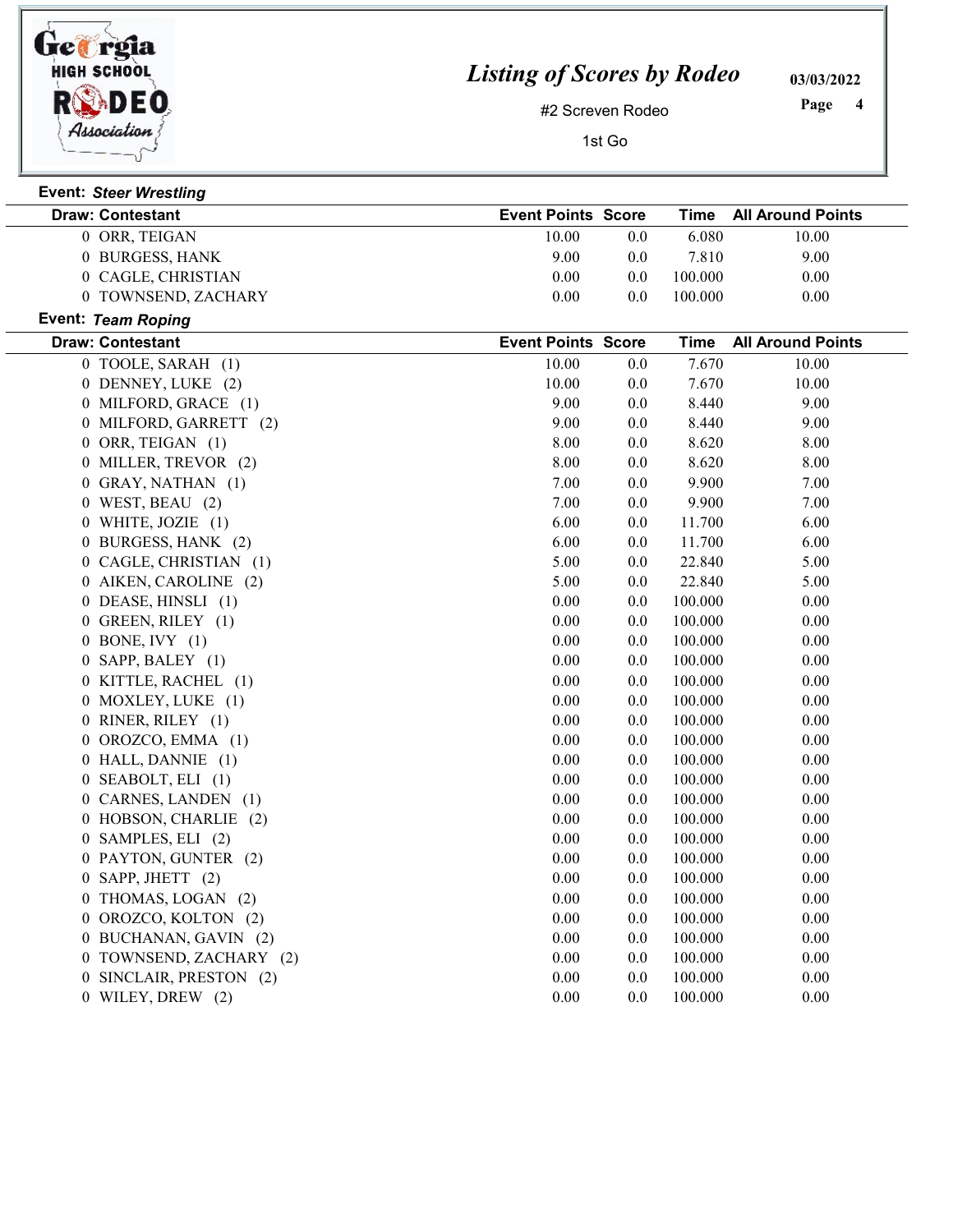# Listing of Scores by Rodeo

03/03/2022

#2 Screven Rodeo

1st Go

**Event: *Steer Wrestling***

| Draw: Contestant | Event Points | Score | Time | All Around Points |
|---|---|---|---|---|
| 0 ORR, TEIGAN | 10.00 | 0.0 | 6.080 | 10.00 |
| 0 BURGESS, HANK | 9.00 | 0.0 | 7.810 | 9.00 |
| 0 CAGLE, CHRISTIAN | 0.00 | 0.0 | 100.000 | 0.00 |
| 0 TOWNSEND, ZACHARY | 0.00 | 0.0 | 100.000 | 0.00 |

**Event: *Team Roping***

| Draw: Contestant | Event Points | Score | Time | All Around Points |
|---|---|---|---|---|
| 0 TOOLE, SARAH (1) | 10.00 | 0.0 | 7.670 | 10.00 |
| 0 DENNEY, LUKE (2) | 10.00 | 0.0 | 7.670 | 10.00 |
| 0 MILFORD, GRACE (1) | 9.00 | 0.0 | 8.440 | 9.00 |
| 0 MILFORD, GARRETT (2) | 9.00 | 0.0 | 8.440 | 9.00 |
| 0 ORR, TEIGAN (1) | 8.00 | 0.0 | 8.620 | 8.00 |
| 0 MILLER, TREVOR (2) | 8.00 | 0.0 | 8.620 | 8.00 |
| 0 GRAY, NATHAN (1) | 7.00 | 0.0 | 9.900 | 7.00 |
| 0 WEST, BEAU (2) | 7.00 | 0.0 | 9.900 | 7.00 |
| 0 WHITE, JOZIE (1) | 6.00 | 0.0 | 11.700 | 6.00 |
| 0 BURGESS, HANK (2) | 6.00 | 0.0 | 11.700 | 6.00 |
| 0 CAGLE, CHRISTIAN (1) | 5.00 | 0.0 | 22.840 | 5.00 |
| 0 AIKEN, CAROLINE (2) | 5.00 | 0.0 | 22.840 | 5.00 |
| 0 DEASE, HINSLI (1) | 0.00 | 0.0 | 100.000 | 0.00 |
| 0 GREEN, RILEY (1) | 0.00 | 0.0 | 100.000 | 0.00 |
| 0 BONE, IVY (1) | 0.00 | 0.0 | 100.000 | 0.00 |
| 0 SAPP, BALEY (1) | 0.00 | 0.0 | 100.000 | 0.00 |
| 0 KITTLE, RACHEL (1) | 0.00 | 0.0 | 100.000 | 0.00 |
| 0 MOXLEY, LUKE (1) | 0.00 | 0.0 | 100.000 | 0.00 |
| 0 RINER, RILEY (1) | 0.00 | 0.0 | 100.000 | 0.00 |
| 0 OROZCO, EMMA (1) | 0.00 | 0.0 | 100.000 | 0.00 |
| 0 HALL, DANNIE (1) | 0.00 | 0.0 | 100.000 | 0.00 |
| 0 SEABOLT, ELI (1) | 0.00 | 0.0 | 100.000 | 0.00 |
| 0 CARNES, LANDEN (1) | 0.00 | 0.0 | 100.000 | 0.00 |
| 0 HOBSON, CHARLIE (2) | 0.00 | 0.0 | 100.000 | 0.00 |
| 0 SAMPLES, ELI (2) | 0.00 | 0.0 | 100.000 | 0.00 |
| 0 PAYTON, GUNTER (2) | 0.00 | 0.0 | 100.000 | 0.00 |
| 0 SAPP, JHETT (2) | 0.00 | 0.0 | 100.000 | 0.00 |
| 0 THOMAS, LOGAN (2) | 0.00 | 0.0 | 100.000 | 0.00 |
| 0 OROZCO, KOLTON (2) | 0.00 | 0.0 | 100.000 | 0.00 |
| 0 BUCHANAN, GAVIN (2) | 0.00 | 0.0 | 100.000 | 0.00 |
| 0 TOWNSEND, ZACHARY (2) | 0.00 | 0.0 | 100.000 | 0.00 |
| 0 SINCLAIR, PRESTON (2) | 0.00 | 0.0 | 100.000 | 0.00 |
| 0 WILEY, DREW (2) | 0.00 | 0.0 | 100.000 | 0.00 |